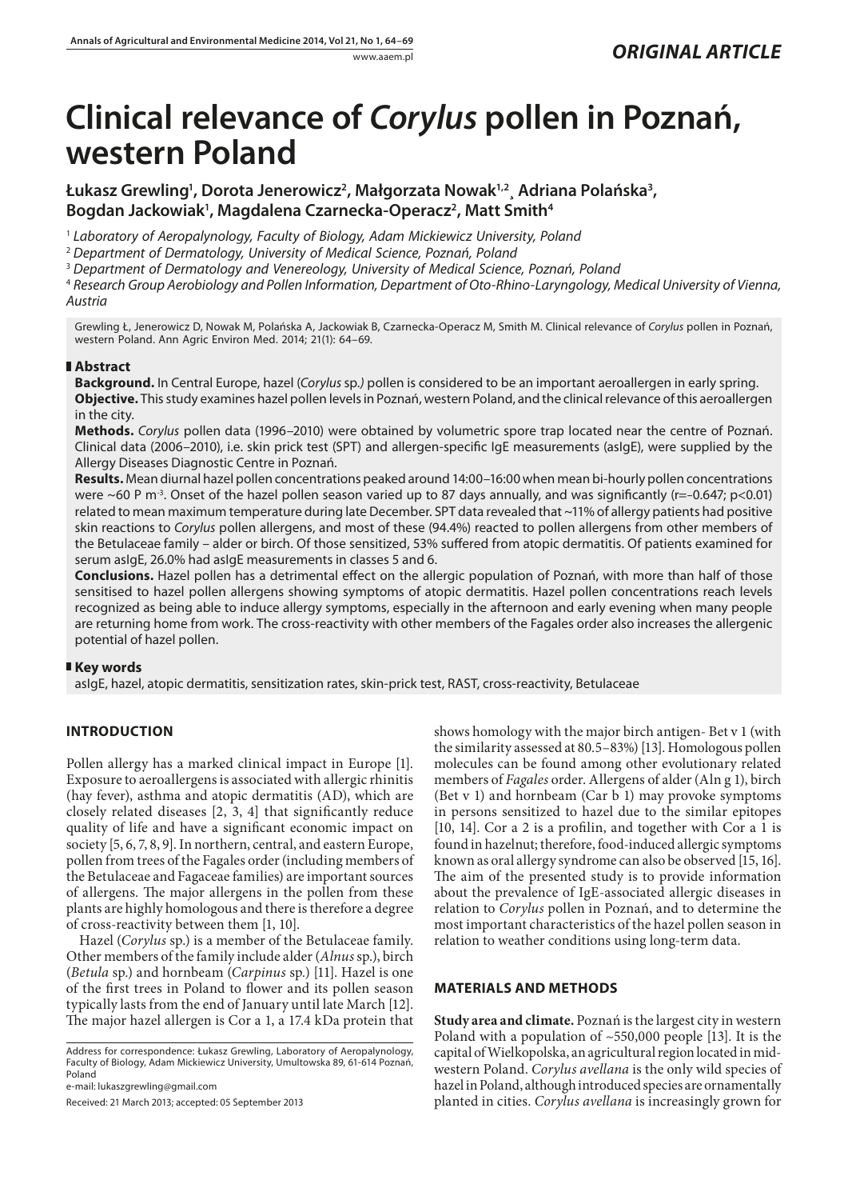ORIGINAL ARTICLE

# Clinical relevance of *Corylus* pollen in Poznań, western Poland

**Łukasz Grewling[1], Dorota Jenerowicz[2], Małgorzata Nowak[1,2], Adriana Polańska[3], Bogdan Jackowiak[1], Magdalena Czarnecka-Operacz[2], Matt Smith[4]**

[1] *Laboratory of Aeropalynology, Faculty of Biology, Adam Mickiewicz University, Poland*
[2] *Department of Dermatology, University of Medical Science, Poznań, Poland*
[3] *Department of Dermatology and Venereology, University of Medical Science, Poznań, Poland*
[4] *Research Group Aerobiology and Pollen Information, Department of Oto-Rhino-Laryngology, Medical University of Vienna, Austria*

Grewling Ł, Jenerowicz D, Nowak M, Polańska A, Jackowiak B, Czarnecka-Operacz M, Smith M. Clinical relevance of *Corylus* pollen in Poznań, western Poland. Ann Agric Environ Med. 2014; 21(1): 64–69.

## Abstract

**Background.** In Central Europe, hazel (*Corylus* sp.) pollen is considered to be an important aeroallergen in early spring.

**Objective.** This study examines hazel pollen levels in Poznań, western Poland, and the clinical relevance of this aeroallergen in the city.

**Methods.** *Corylus* pollen data (1996–2010) were obtained by volumetric spore trap located near the centre of Poznań. Clinical data (2006–2010), i.e. skin prick test (SPT) and allergen-specific IgE measurements (asIgE), were supplied by the Allergy Diseases Diagnostic Centre in Poznań.

**Results.** Mean diurnal hazel pollen concentrations peaked around 14:00–16:00 when mean bi-hourly pollen concentrations were ~60 P m$^{-3}$. Onset of the hazel pollen season varied up to 87 days annually, and was significantly ($r=-0.647$; $p<0.01$) related to mean maximum temperature during late December. SPT data revealed that ~11% of allergy patients had positive skin reactions to *Corylus* pollen allergens, and most of these (94.4%) reacted to pollen allergens from other members of the Betulaceae family – alder or birch. Of those sensitized, 53% suffered from atopic dermatitis. Of patients examined for serum asIgE, 26.0% had asIgE measurements in classes 5 and 6.

**Conclusions.** Hazel pollen has a detrimental effect on the allergic population of Poznań, with more than half of those sensitised to hazel pollen allergens showing symptoms of atopic dermatitis. Hazel pollen concentrations reach levels recognized as being able to induce allergy symptoms, especially in the afternoon and early evening when many people are returning home from work. The cross-reactivity with other members of the Fagales order also increases the allergenic potential of hazel pollen.

## Key words

asIgE, hazel, atopic dermatitis, sensitization rates, skin-prick test, RAST, cross-reactivity, Betulaceae

## INTRODUCTION

Pollen allergy has a marked clinical impact in Europe [1]. Exposure to aeroallergens is associated with allergic rhinitis (hay fever), asthma and atopic dermatitis (AD), which are closely related diseases [2, 3, 4] that significantly reduce quality of life and have a significant economic impact on society [5, 6, 7, 8, 9]. In northern, central, and eastern Europe, pollen from trees of the Fagales order (including members of the Betulaceae and Fagaceae families) are important sources of allergens. The major allergens in the pollen from these plants are highly homologous and there is therefore a degree of cross-reactivity between them [1, 10].

Hazel (*Corylus* sp.) is a member of the Betulaceae family. Other members of the family include alder (*Alnus* sp.), birch (*Betula* sp.) and hornbeam (*Carpinus* sp.) [11]. Hazel is one of the first trees in Poland to flower and its pollen season typically lasts from the end of January until late March [12]. The major hazel allergen is Cor a 1, a 17.4 kDa protein that shows homology with the major birch antigen- Bet v 1 (with the similarity assessed at 80.5–83%) [13]. Homologous pollen molecules can be found among other evolutionary related members of *Fagales* order. Allergens of alder (Aln g 1), birch (Bet v 1) and hornbeam (Car b 1) may provoke symptoms in persons sensitized to hazel due to the similar epitopes [10, 14]. Cor a 2 is a profilin, and together with Cor a 1 is found in hazelnut; therefore, food-induced allergic symptoms known as oral allergy syndrome can also be observed [15, 16]. The aim of the presented study is to provide information about the prevalence of IgE-associated allergic diseases in relation to *Corylus* pollen in Poznań, and to determine the most important characteristics of the hazel pollen season in relation to weather conditions using long-term data.

## MATERIALS AND METHODS

**Study area and climate.** Poznań is the largest city in western Poland with a population of ~550,000 people [13]. It is the capital of Wielkopolska, an agricultural region located in mid-western Poland. *Corylus avellana* is the only wild species of hazel in Poland, although introduced species are ornamentally planted in cities. *Corylus avellana* is increasingly grown for

Address for correspondence: Łukasz Grewling, Laboratory of Aeropalynology, Faculty of Biology, Adam Mickiewicz University, Umultowska 89, 61-614 Poznań, Poland
e-mail: lukaszgrewling@gmail.com

Received: 21 March 2013; accepted: 05 September 2013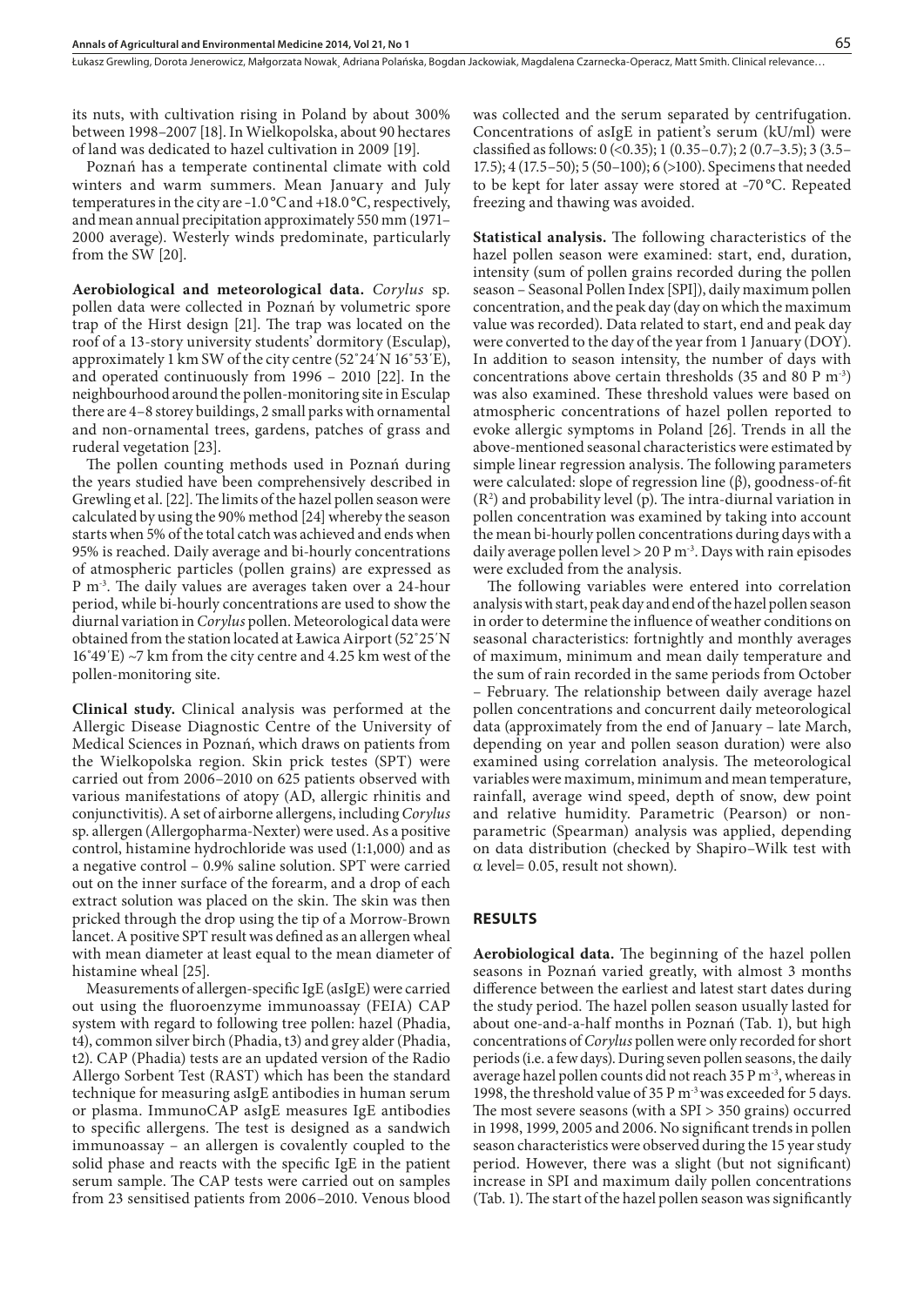its nuts, with cultivation rising in Poland by about 300% between 1998–2007 [18]. In Wielkopolska, about 90 hectares of land was dedicated to hazel cultivation in 2009 [19].

Poznań has a temperate continental climate with cold winters and warm summers. Mean January and July temperatures in the city are -1.0 °C and +18.0 °C, respectively, and mean annual precipitation approximately 550 mm (1971–2000 average). Westerly winds predominate, particularly from the SW [20].

**Aerobiological and meteorological data.** *Corylus* sp. pollen data were collected in Poznań by volumetric spore trap of the Hirst design [21]. The trap was located on the roof of a 13-story university students' dormitory (Esculap), approximately 1 km SW of the city centre (52˚24´N 16˚53´E), and operated continuously from 1996 – 2010 [22]. In the neighbourhood around the pollen-monitoring site in Esculap there are 4–8 storey buildings, 2 small parks with ornamental and non-ornamental trees, gardens, patches of grass and ruderal vegetation [23].

The pollen counting methods used in Poznań during the years studied have been comprehensively described in Grewling et al. [22]. The limits of the hazel pollen season were calculated by using the 90% method [24] whereby the season starts when 5% of the total catch was achieved and ends when 95% is reached. Daily average and bi-hourly concentrations of atmospheric particles (pollen grains) are expressed as P $m^{-3}$. The daily values are averages taken over a 24-hour period, while bi-hourly concentrations are used to show the diurnal variation in *Corylus* pollen. Meteorological data were obtained from the station located at Ławica Airport (52˚25´N 16˚49´E) ~7 km from the city centre and 4.25 km west of the pollen-monitoring site.

**Clinical study.** Clinical analysis was performed at the Allergic Disease Diagnostic Centre of the University of Medical Sciences in Poznań, which draws on patients from the Wielkopolska region. Skin prick testes (SPT) were carried out from 2006–2010 on 625 patients observed with various manifestations of atopy (AD, allergic rhinitis and conjunctivitis). A set of airborne allergens, including *Corylus* sp. allergen (Allergopharma-Nexter) were used. As a positive control, histamine hydrochloride was used (1:1,000) and as a negative control – 0.9% saline solution. SPT were carried out on the inner surface of the forearm, and a drop of each extract solution was placed on the skin. The skin was then pricked through the drop using the tip of a Morrow-Brown lancet. A positive SPT result was defined as an allergen wheal with mean diameter at least equal to the mean diameter of histamine wheal [25].

Measurements of allergen-specific IgE (asIgE) were carried out using the fluoroenzyme immunoassay (FEIA) CAP system with regard to following tree pollen: hazel (Phadia, t4), common silver birch (Phadia, t3) and grey alder (Phadia, t2). CAP (Phadia) tests are an updated version of the Radio Allergo Sorbent Test (RAST) which has been the standard technique for measuring asIgE antibodies in human serum or plasma. ImmunoCAP asIgE measures IgE antibodies to specific allergens. The test is designed as a sandwich immunoassay – an allergen is covalently coupled to the solid phase and reacts with the specific IgE in the patient serum sample. The CAP tests were carried out on samples from 23 sensitised patients from 2006–2010. Venous blood was collected and the serum separated by centrifugation. Concentrations of asIgE in patient's serum (kU/ml) were classified as follows: 0 (<0.35); 1 (0.35–0.7); 2 (0.7–3.5); 3 (3.5–17.5); 4 (17.5–50); 5 (50–100); 6 (>100). Specimens that needed to be kept for later assay were stored at -70 °C. Repeated freezing and thawing was avoided.

**Statistical analysis.** The following characteristics of the hazel pollen season were examined: start, end, duration, intensity (sum of pollen grains recorded during the pollen season – Seasonal Pollen Index [SPI]), daily maximum pollen concentration, and the peak day (day on which the maximum value was recorded). Data related to start, end and peak day were converted to the day of the year from 1 January (DOY). In addition to season intensity, the number of days with concentrations above certain thresholds (35 and 80 P $m^{-3}$) was also examined. These threshold values were based on atmospheric concentrations of hazel pollen reported to evoke allergic symptoms in Poland [26]. Trends in all the above-mentioned seasonal characteristics were estimated by simple linear regression analysis. The following parameters were calculated: slope of regression line (β), goodness-of-fit ($R^2$) and probability level (p). The intra-diurnal variation in pollen concentration was examined by taking into account the mean bi-hourly pollen concentrations during days with a daily average pollen level > 20 P $m^{-3}$. Days with rain episodes were excluded from the analysis.

The following variables were entered into correlation analysis with start, peak day and end of the hazel pollen season in order to determine the influence of weather conditions on seasonal characteristics: fortnightly and monthly averages of maximum, minimum and mean daily temperature and the sum of rain recorded in the same periods from October – February. The relationship between daily average hazel pollen concentrations and concurrent daily meteorological data (approximately from the end of January – late March, depending on year and pollen season duration) were also examined using correlation analysis. The meteorological variables were maximum, minimum and mean temperature, rainfall, average wind speed, depth of snow, dew point and relative humidity. Parametric (Pearson) or non-parametric (Spearman) analysis was applied, depending on data distribution (checked by Shapiro–Wilk test with $\alpha$ level= 0.05, result not shown).

## RESULTS

**Aerobiological data.** The beginning of the hazel pollen seasons in Poznań varied greatly, with almost 3 months difference between the earliest and latest start dates during the study period. The hazel pollen season usually lasted for about one-and-a-half months in Poznań (Tab. 1), but high concentrations of *Corylus* pollen were only recorded for short periods (i.e. a few days). During seven pollen seasons, the daily average hazel pollen counts did not reach 35 P $m^{-3}$, whereas in 1998, the threshold value of 35 P $m^{-3}$ was exceeded for 5 days. The most severe seasons (with a SPI > 350 grains) occurred in 1998, 1999, 2005 and 2006. No significant trends in pollen season characteristics were observed during the 15 year study period. However, there was a slight (but not significant) increase in SPI and maximum daily pollen concentrations (Tab. 1). The start of the hazel pollen season was significantly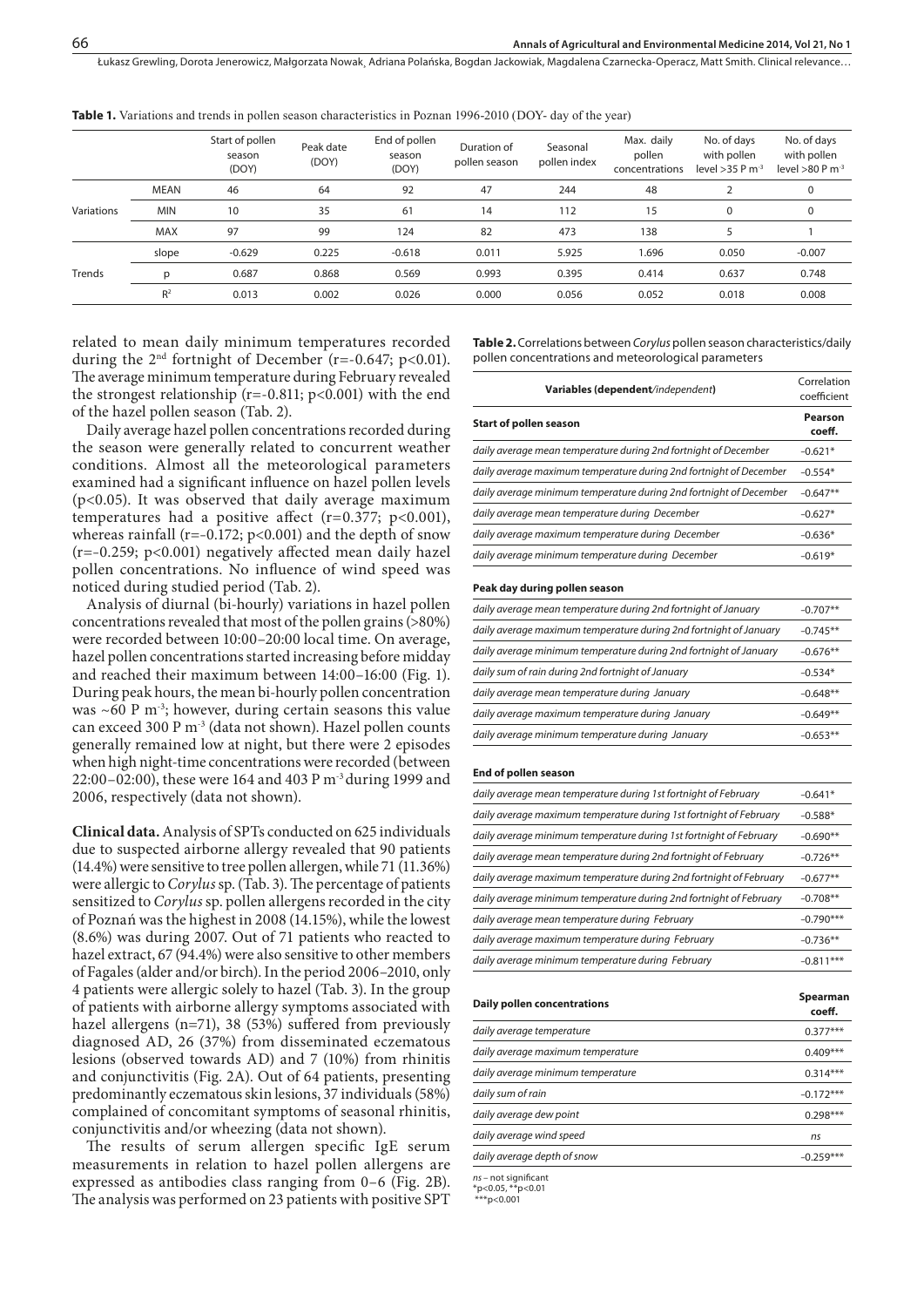**Table 1.** Variations and trends in pollen season characteristics in Poznan 1996-2010 (DOY- day of the year)

| | | Start of pollen season (DOY) | Peak date (DOY) | End of pollen season (DOY) | Duration of pollen season | Seasonal pollen index | Max. daily pollen concentrations | No. of days with pollen level >35 P m$^{-3}$ | No. of days with pollen level >80 P m$^{-3}$ |
|---|---|---|---|---|---|---|---|---|---|
| Variations | MEAN | 46 | 64 | 92 | 47 | 244 | 48 | 2 | 0 |
| | MIN | 10 | 35 | 61 | 14 | 112 | 15 | 0 | 0 |
| | MAX | 97 | 99 | 124 | 82 | 473 | 138 | 5 | 1 |
| Trends | slope | -0.629 | 0.225 | -0.618 | 0.011 | 5.925 | 1.696 | 0.050 | -0.007 |
| | p | 0.687 | 0.868 | 0.569 | 0.993 | 0.395 | 0.414 | 0.637 | 0.748 |
| | $R^2$ | 0.013 | 0.002 | 0.026 | 0.000 | 0.056 | 0.052 | 0.018 | 0.008 |

related to mean daily minimum temperatures recorded during the 2nd fortnight of December ($r=-0.647$; $p<0.01$). The average minimum temperature during February revealed the strongest relationship ($r=-0.811$; $p<0.001$) with the end of the hazel pollen season (Tab. 2).

Daily average hazel pollen concentrations recorded during the season were generally related to concurrent weather conditions. Almost all the meteorological parameters examined had a significant influence on hazel pollen levels ($p<0.05$). It was observed that daily average maximum temperatures had a positive affect ($r=0.377$; $p<0.001$), whereas rainfall ($r=-0.172$; $p<0.001$) and the depth of snow ($r=-0.259$; $p<0.001$) negatively affected mean daily hazel pollen concentrations. No influence of wind speed was noticed during studied period (Tab. 2).

Analysis of diurnal (bi-hourly) variations in hazel pollen concentrations revealed that most of the pollen grains (>80%) were recorded between 10:00–20:00 local time. On average, hazel pollen concentrations started increasing before midday and reached their maximum between 14:00–16:00 (Fig. 1). During peak hours, the mean bi-hourly pollen concentration was ~60 P m$^{-3}$; however, during certain seasons this value can exceed 300 P m$^{-3}$ (data not shown). Hazel pollen counts generally remained low at night, but there were 2 episodes when high night-time concentrations were recorded (between 22:00–02:00), these were 164 and 403 P m$^{-3}$ during 1999 and 2006, respectively (data not shown).

**Clinical data.** Analysis of SPTs conducted on 625 individuals due to suspected airborne allergy revealed that 90 patients (14.4%) were sensitive to tree pollen allergen, while 71 (11.36%) were allergic to *Corylus* sp. (Tab. 3). The percentage of patients sensitized to *Corylus* sp. pollen allergens recorded in the city of Poznań was the highest in 2008 (14.15%), while the lowest (8.6%) was during 2007. Out of 71 patients who reacted to hazel extract, 67 (94.4%) were also sensitive to other members of Fagales (alder and/or birch). In the period 2006–2010, only 4 patients were allergic solely to hazel (Tab. 3). In the group of patients with airborne allergy symptoms associated with hazel allergens (n=71), 38 (53%) suffered from previously diagnosed AD, 26 (37%) from disseminated eczematous lesions (observed towards AD) and 7 (10%) from rhinitis and conjunctivitis (Fig. 2A). Out of 64 patients, presenting predominantly eczematous skin lesions, 37 individuals (58%) complained of concomitant symptoms of seasonal rhinitis, conjunctivitis and/or wheezing (data not shown).

The results of serum allergen specific IgE serum measurements in relation to hazel pollen allergens are expressed as antibodies class ranging from 0–6 (Fig. 2B). The analysis was performed on 23 patients with positive SPT

**Table 2.** Correlations between *Corylus* pollen season characteristics/daily pollen concentrations and meteorological parameters

| **Variables (dependent/*independent*)** | Correlation coefficient |
|---|---|
| **Start of pollen season** | **Pearson coeff.** |
| *daily average mean temperature during 2nd fortnight of December* | -0.621* |
| *daily average maximum temperature during 2nd fortnight of December* | -0.554* |
| *daily average minimum temperature during 2nd fortnight of December* | -0.647** |
| *daily average mean temperature during December* | -0.627* |
| *daily average maximum temperature during December* | -0.636* |
| *daily average minimum temperature during December* | -0.619* |
| **Peak day during pollen season** | |
| *daily average mean temperature during 2nd fortnight of January* | -0.707** |
| *daily average maximum temperature during 2nd fortnight of January* | -0.745** |
| *daily average minimum temperature during 2nd fortnight of January* | -0.676** |
| *daily sum of rain during 2nd fortnight of January* | -0.534* |
| *daily average mean temperature during January* | -0.648** |
| *daily average maximum temperature during January* | -0.649** |
| *daily average minimum temperature during January* | -0.653** |
| **End of pollen season** | |
| *daily average mean temperature during 1st fortnight of February* | -0.641* |
| *daily average maximum temperature during 1st fortnight of February* | -0.588* |
| *daily average minimum temperature during 1st fortnight of February* | -0.690** |
| *daily average mean temperature during 2nd fortnight of February* | -0.726** |
| *daily average maximum temperature during 2nd fortnight of February* | -0.677** |
| *daily average minimum temperature during 2nd fortnight of February* | -0.708** |
| *daily average mean temperature during February* | -0.790*** |
| *daily average maximum temperature during February* | -0.736** |
| *daily average minimum temperature during February* | -0.811*** |
| **Daily pollen concentrations** | **Spearman coeff.** |
| *daily average temperature* | 0.377*** |
| *daily average maximum temperature* | 0.409*** |
| *daily average minimum temperature* | 0.314*** |
| *daily sum of rain* | -0.172*** |
| *daily average dew point* | 0.298*** |
| *daily average wind speed* | *ns* |
| *daily average depth of snow* | -0.259*** |

*ns* – not significant
*p<0.05, **p<0.01
***p<0.001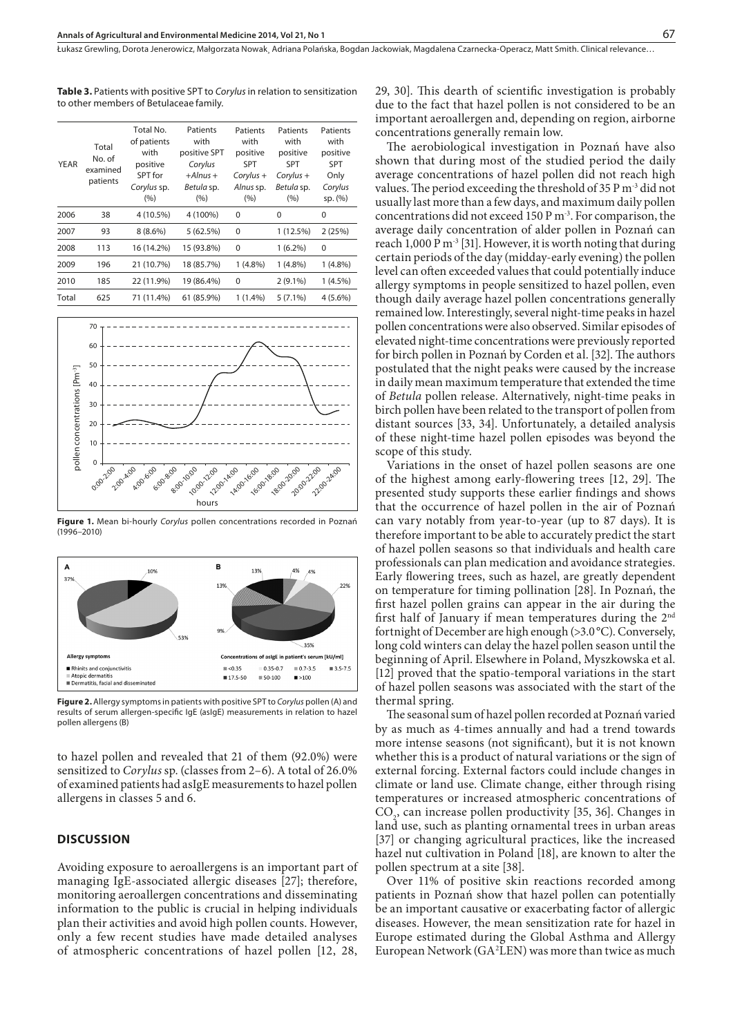**Table 3.** Patients with positive SPT to *Corylus* in relation to sensitization to other members of Betulaceae family.

| YEAR | Total No. of examined patients | Total No. of patients with positive SPT for *Corylus* sp. (%) | Patients with positive SPT *Corylus* +*Alnus* + *Betula* sp. (%) | Patients with positive SPT *Corylus* + *Alnus* sp. (%) | Patients with positive SPT *Corylus* + *Betula* sp. (%) | Patients with positive SPT Only *Corylus* sp. (%) |
|---|---|---|---|---|---|---|
| 2006 | 38 | 4 (10.5%) | 4 (100%) | 0 | 0 | 0 |
| 2007 | 93 | 8 (8.6%) | 5 (62.5%) | 0 | 1 (12.5%) | 2 (25%) |
| 2008 | 113 | 16 (14.2%) | 15 (93.8%) | 0 | 1 (6.2%) | 0 |
| 2009 | 196 | 21 (10.7%) | 18 (85.7%) | 1 (4.8%) | 1 (4.8%) | 1 (4.8%) |
| 2010 | 185 | 22 (11.9%) | 19 (86.4%) | 0 | 2 (9.1%) | 1 (4.5%) |
| Total | 625 | 71 (11.4%) | 61 (85.9%) | 1 (1.4%) | 5 (7.1%) | 4 (5.6%) |

**Figure 1.** Mean bi-hourly *Corylus* pollen concentrations recorded in Poznań (1996–2010)

**Figure 2.** Allergy symptoms in patients with positive SPT to *Corylus* pollen (A) and results of serum allergen-specific IgE (asIgE) measurements in relation to hazel pollen allergens (B)

to hazel pollen and revealed that 21 of them (92.0%) were sensitized to *Corylus* sp. (classes from 2–6). A total of 26.0% of examined patients had asIgE measurements to hazel pollen allergens in classes 5 and 6.

## DISCUSSION

Avoiding exposure to aeroallergens is an important part of managing IgE-associated allergic diseases [27]; therefore, monitoring aeroallergen concentrations and disseminating information to the public is crucial in helping individuals plan their activities and avoid high pollen counts. However, only a few recent studies have made detailed analyses of atmospheric concentrations of hazel pollen [12, 28, 29, 30]. This dearth of scientific investigation is probably due to the fact that hazel pollen is not considered to be an important aeroallergen and, depending on region, airborne concentrations generally remain low.

The aerobiological investigation in Poznań have also shown that during most of the studied period the daily average concentrations of hazel pollen did not reach high values. The period exceeding the threshold of 35 P m$^{-3}$ did not usually last more than a few days, and maximum daily pollen concentrations did not exceed 150 P m$^{-3}$. For comparison, the average daily concentration of alder pollen in Poznań can reach 1,000 P m$^{-3}$ [31]. However, it is worth noting that during certain periods of the day (midday-early evening) the pollen level can often exceeded values that could potentially induce allergy symptoms in people sensitized to hazel pollen, even though daily average hazel pollen concentrations generally remained low. Interestingly, several night-time peaks in hazel pollen concentrations were also observed. Similar episodes of elevated night-time concentrations were previously reported for birch pollen in Poznań by Corden et al. [32]. The authors postulated that the night peaks were caused by the increase in daily mean maximum temperature that extended the time of *Betula* pollen release. Alternatively, night-time peaks in birch pollen have been related to the transport of pollen from distant sources [33, 34]. Unfortunately, a detailed analysis of these night-time hazel pollen episodes was beyond the scope of this study.

Variations in the onset of hazel pollen seasons are one of the highest among early-flowering trees [12, 29]. The presented study supports these earlier findings and shows that the occurrence of hazel pollen in the air of Poznań can vary notably from year-to-year (up to 87 days). It is therefore important to be able to accurately predict the start of hazel pollen seasons so that individuals and health care professionals can plan medication and avoidance strategies. Early flowering trees, such as hazel, are greatly dependent on temperature for timing pollination [28]. In Poznań, the first hazel pollen grains can appear in the air during the first half of January if mean temperatures during the 2nd fortnight of December are high enough (>3.0 °C). Conversely, long cold winters can delay the hazel pollen season until the beginning of April. Elsewhere in Poland, Myszkowska et al. [12] proved that the spatio-temporal variations in the start of hazel pollen seasons was associated with the start of the thermal spring.

The seasonal sum of hazel pollen recorded at Poznań varied by as much as 4-times annually and had a trend towards more intense seasons (not significant), but it is not known whether this is a product of natural variations or the sign of external forcing. External factors could include changes in climate or land use. Climate change, either through rising temperatures or increased atmospheric concentrations of $CO_2$, can increase pollen productivity [35, 36]. Changes in land use, such as planting ornamental trees in urban areas [37] or changing agricultural practices, like the increased hazel nut cultivation in Poland [18], are known to alter the pollen spectrum at a site [38].

Over 11% of positive skin reactions recorded among patients in Poznań show that hazel pollen can potentially be an important causative or exacerbating factor of allergic diseases. However, the mean sensitization rate for hazel in Europe estimated during the Global Asthma and Allergy European Network (GA$^2$LEN) was more than twice as much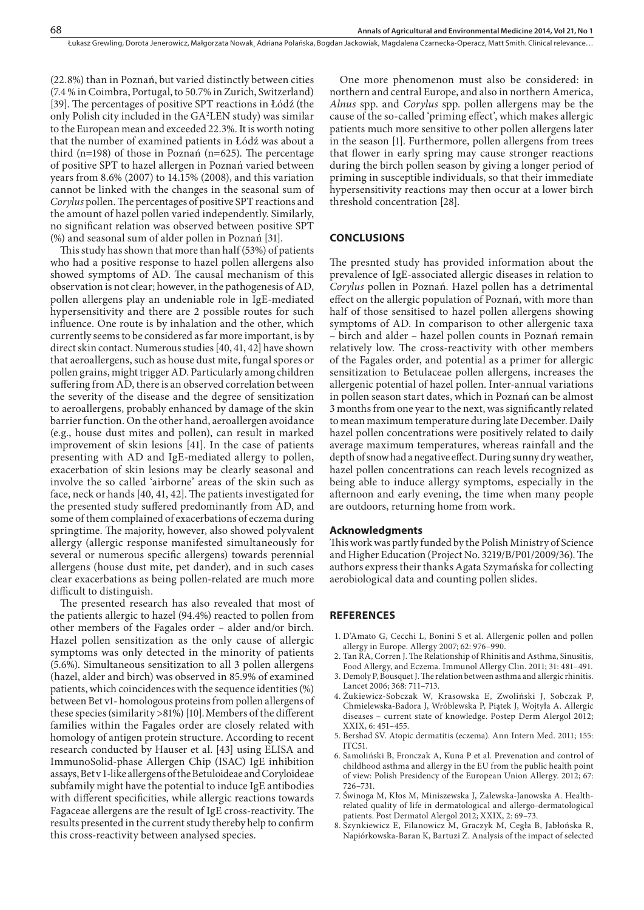(22.8%) than in Poznań, but varied distinctly between cities (7.4 % in Coimbra, Portugal, to 50.7% in Zurich, Switzerland) [39]. The percentages of positive SPT reactions in Łódź (the only Polish city included in the GA²LEN study) was similar to the European mean and exceeded 22.3%. It is worth noting that the number of examined patients in Łódź was about a third (n=198) of those in Poznań (n=625). The percentage of positive SPT to hazel allergen in Poznań varied between years from 8.6% (2007) to 14.15% (2008), and this variation cannot be linked with the changes in the seasonal sum of *Corylus* pollen. The percentages of positive SPT reactions and the amount of hazel pollen varied independently. Similarly, no significant relation was observed between positive SPT (%) and seasonal sum of alder pollen in Poznań [31].

This study has shown that more than half (53%) of patients who had a positive response to hazel pollen allergens also showed symptoms of AD. The causal mechanism of this observation is not clear; however, in the pathogenesis of AD, pollen allergens play an undeniable role in IgE-mediated hypersensitivity and there are 2 possible routes for such influence. One route is by inhalation and the other, which currently seems to be considered as far more important, is by direct skin contact. Numerous studies [40, 41, 42] have shown that aeroallergens, such as house dust mite, fungal spores or pollen grains, might trigger AD. Particularly among children suffering from AD, there is an observed correlation between the severity of the disease and the degree of sensitization to aeroallergens, probably enhanced by damage of the skin barrier function. On the other hand, aeroallergen avoidance (e.g., house dust mites and pollen), can result in marked improvement of skin lesions [41]. In the case of patients presenting with AD and IgE-mediated allergy to pollen, exacerbation of skin lesions may be clearly seasonal and involve the so called 'airborne' areas of the skin such as face, neck or hands [40, 41, 42]. The patients investigated for the presented study suffered predominantly from AD, and some of them complained of exacerbations of eczema during springtime. The majority, however, also showed polyvalent allergy (allergic response manifested simultaneously for several or numerous specific allergens) towards perennial allergens (house dust mite, pet dander), and in such cases clear exacerbations as being pollen-related are much more difficult to distinguish.

The presented research has also revealed that most of the patients allergic to hazel (94.4%) reacted to pollen from other members of the Fagales order – alder and/or birch. Hazel pollen sensitization as the only cause of allergic symptoms was only detected in the minority of patients (5.6%). Simultaneous sensitization to all 3 pollen allergens (hazel, alder and birch) was observed in 85.9% of examined patients, which coincidences with the sequence identities (%) between Bet v1- homologous proteins from pollen allergens of these species (similarity >81%) [10]. Members of the different families within the Fagales order are closely related with homology of antigen protein structure. According to recent research conducted by Hauser et al. [43] using ELISA and ImmunoSolid-phase Allergen Chip (ISAC) IgE inhibition assays, Bet v 1-like allergens of the Betuloideae and Coryloideae subfamily might have the potential to induce IgE antibodies with different specificities, while allergic reactions towards Fagaceae allergens are the result of IgE cross-reactivity. The results presented in the current study thereby help to confirm this cross-reactivity between analysed species.

One more phenomenon must also be considered: in northern and central Europe, and also in northern America, *Alnus* spp. and *Corylus* spp. pollen allergens may be the cause of the so-called 'priming effect', which makes allergic patients much more sensitive to other pollen allergens later in the season [1]. Furthermore, pollen allergens from trees that flower in early spring may cause stronger reactions during the birch pollen season by giving a longer period of priming in susceptible individuals, so that their immediate hypersensitivity reactions may then occur at a lower birch threshold concentration [28].

## CONCLUSIONS

The presnted study has provided information about the prevalence of IgE-associated allergic diseases in relation to *Corylus* pollen in Poznań. Hazel pollen has a detrimental effect on the allergic population of Poznań, with more than half of those sensitised to hazel pollen allergens showing symptoms of AD. In comparison to other allergenic taxa – birch and alder – hazel pollen counts in Poznań remain relatively low. The cross-reactivity with other members of the Fagales order, and potential as a primer for allergic sensitization to Betulaceae pollen allergens, increases the allergenic potential of hazel pollen. Inter-annual variations in pollen season start dates, which in Poznań can be almost 3 months from one year to the next, was significantly related to mean maximum temperature during late December. Daily hazel pollen concentrations were positively related to daily average maximum temperatures, whereas rainfall and the depth of snow had a negative effect. During sunny dry weather, hazel pollen concentrations can reach levels recognized as being able to induce allergy symptoms, especially in the afternoon and early evening, the time when many people are outdoors, returning home from work.

### Acknowledgments

This work was partly funded by the Polish Ministry of Science and Higher Education (Project No. 3219/B/P01/2009/36). The authors express their thanks Agata Szymańska for collecting aerobiological data and counting pollen slides.

## REFERENCES

1. D'Amato G, Cecchi L, Bonini S et al. Allergenic pollen and pollen allergy in Europe. Allergy 2007; 62: 976–990.
2. Tan RA, Corren J. The Relationship of Rhinitis and Asthma, Sinusitis, Food Allergy, and Eczema. Immunol Allergy Clin. 2011; 31: 481–491.
3. Demoly P, Bousquet J. The relation between asthma and allergic rhinitis. Lancet 2006; 368: 711–713.
4. Żukiewicz-Sobczak W, Krasowska E, Zwoliński J, Sobczak P, Chmielewska-Badora J, Wróblewska P, Piątek J, Wojtyła A. Allergic diseases – current state of knowledge. Postep Derm Alergol 2012; XXIX, 6: 451–455.
5. Bershad SV. Atopic dermatitis (eczema). Ann Intern Med. 2011; 155: ITC51.
6. Samoliński B, Fronczak A, Kuna P et al. Prevenation and control of childhood asthma and allergy in the EU from the public health point of view: Polish Presidency of the European Union Allergy. 2012; 67: 726–731.
7. Świnoga M, Kłos M, Miniszewska J, Zalewska-Janowska A. Health-related quality of life in dermatological and allergo-dermatological patients. Post Dermatol Alergol 2012; XXIX, 2: 69–73.
8. Szynkiewicz E, Filanowicz M, Graczyk M, Cegła B, Jabłońska R, Napiórkowska-Baran K, Bartuzi Z. Analysis of the impact of selected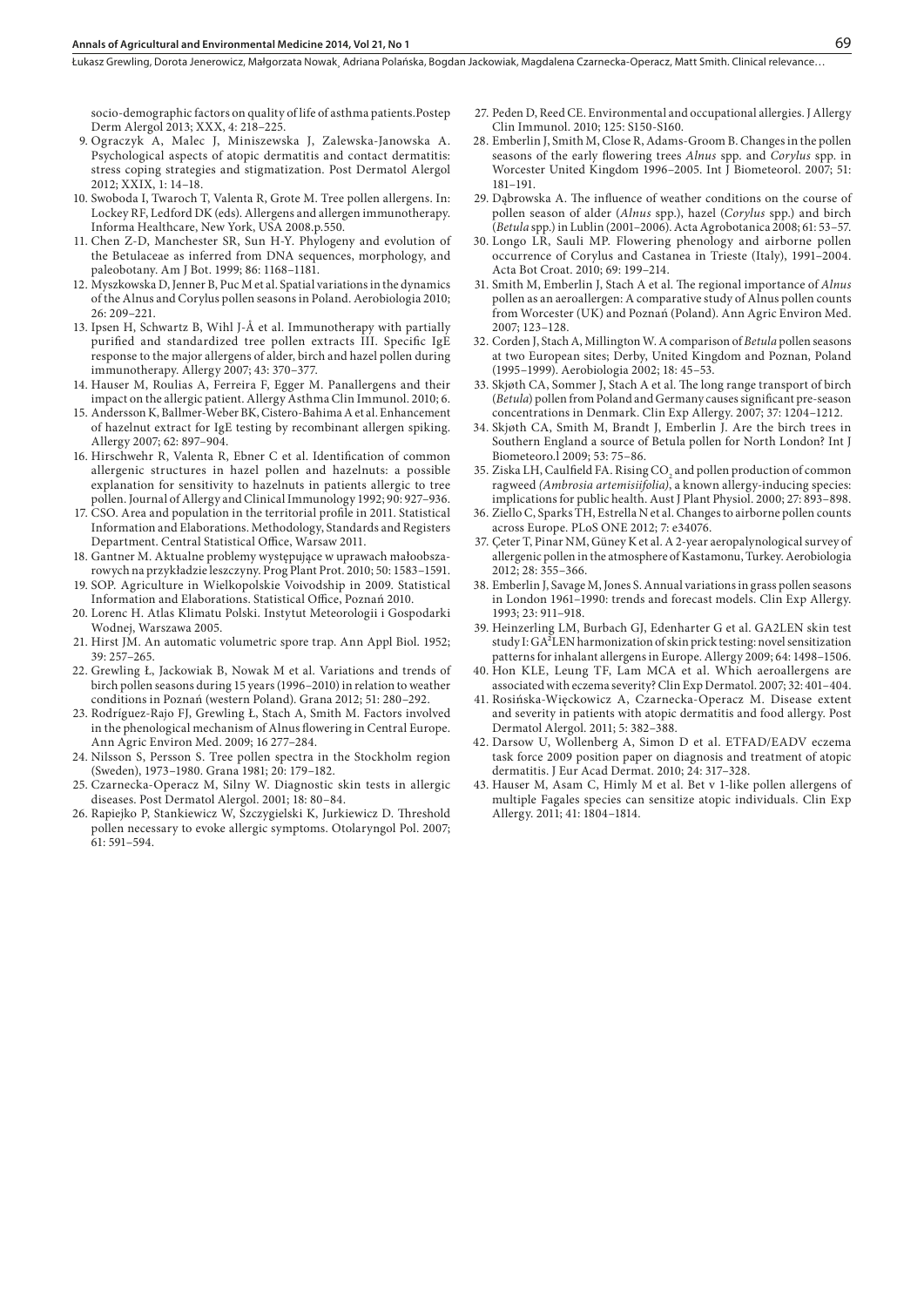socio-demographic factors on quality of life of asthma patients.Postep Derm Alergol 2013; XXX, 4: 218–225.

9. Ograczyk A, Malec J, Miniszewska J, Zalewska-Janowska A. Psychological aspects of atopic dermatitis and contact dermatitis: stress coping strategies and stigmatization. Post Dermatol Alergol 2012; XXIX, 1: 14–18.
10. Swoboda I, Twaroch T, Valenta R, Grote M. Tree pollen allergens. In: Lockey RF, Ledford DK (eds). Allergens and allergen immunotherapy. Informa Healthcare, New York, USA 2008.p.550.
11. Chen Z-D, Manchester SR, Sun H-Y. Phylogeny and evolution of the Betulaceae as inferred from DNA sequences, morphology, and paleobotany. Am J Bot. 1999; 86: 1168–1181.
12. Myszkowska D, Jenner B, Puc M et al. Spatial variations in the dynamics of the Alnus and Corylus pollen seasons in Poland. Aerobiologia 2010; 26: 209–221.
13. Ipsen H, Schwartz B, Wihl J-Å et al. Immunotherapy with partially purified and standardized tree pollen extracts III. Specific IgE response to the major allergens of alder, birch and hazel pollen during immunotherapy. Allergy 2007; 43: 370–377.
14. Hauser M, Roulias A, Ferreira F, Egger M. Panallergens and their impact on the allergic patient. Allergy Asthma Clin Immunol. 2010; 6.
15. Andersson K, Ballmer-Weber BK, Cistero-Bahima A et al. Enhancement of hazelnut extract for IgE testing by recombinant allergen spiking. Allergy 2007; 62: 897–904.
16. Hirschwehr R, Valenta R, Ebner C et al. Identification of common allergenic structures in hazel pollen and hazelnuts: a possible explanation for sensitivity to hazelnuts in patients allergic to tree pollen. Journal of Allergy and Clinical Immunology 1992; 90: 927–936.
17. CSO. Area and population in the territorial profile in 2011. Statistical Information and Elaborations. Methodology, Standards and Registers Department. Central Statistical Office, Warsaw 2011.
18. Gantner M. Aktualne problemy występujące w uprawach małoobszarowych na przykładzie leszczyny. Prog Plant Prot. 2010; 50: 1583–1591.
19. SOP. Agriculture in Wielkopolskie Voivodship in 2009. Statistical Information and Elaborations. Statistical Office, Poznań 2010.
20. Lorenc H. Atlas Klimatu Polski. Instytut Meteorologii i Gospodarki Wodnej, Warszawa 2005.
21. Hirst JM. An automatic volumetric spore trap. Ann Appl Biol. 1952; 39: 257–265.
22. Grewling Ł, Jackowiak B, Nowak M et al. Variations and trends of birch pollen seasons during 15 years (1996–2010) in relation to weather conditions in Poznań (western Poland). Grana 2012; 51: 280–292.
23. Rodríguez-Rajo FJ, Grewling Ł, Stach A, Smith M. Factors involved in the phenological mechanism of Alnus flowering in Central Europe. Ann Agric Environ Med. 2009; 16 277–284.
24. Nilsson S, Persson S. Tree pollen spectra in the Stockholm region (Sweden), 1973–1980. Grana 1981; 20: 179–182.
25. Czarnecka-Operacz M, Silny W. Diagnostic skin tests in allergic diseases. Post Dermatol Alergol. 2001; 18: 80–84.
26. Rapiejko P, Stankiewicz W, Szczygielski K, Jurkiewicz D. Threshold pollen necessary to evoke allergic symptoms. Otolaryngol Pol. 2007; 61: 591–594.
27. Peden D, Reed CE. Environmental and occupational allergies. J Allergy Clin Immunol. 2010; 125: S150-S160.
28. Emberlin J, Smith M, Close R, Adams-Groom B. Changes in the pollen seasons of the early flowering trees *Alnus* spp. and *Corylus* spp. in Worcester United Kingdom 1996–2005. Int J Biometeorol. 2007; 51: 181–191.
29. Dąbrowska A. The influence of weather conditions on the course of pollen season of alder (*Alnus* spp.), hazel (*Corylus* spp.) and birch (*Betula* spp.) in Lublin (2001–2006). Acta Agrobotanica 2008; 61: 53–57.
30. Longo LR, Sauli MP. Flowering phenology and airborne pollen occurrence of Corylus and Castanea in Trieste (Italy), 1991–2004. Acta Bot Croat. 2010; 69: 199–214.
31. Smith M, Emberlin J, Stach A et al. The regional importance of *Alnus* pollen as an aeroallergen: A comparative study of Alnus pollen counts from Worcester (UK) and Poznań (Poland). Ann Agric Environ Med. 2007; 123–128.
32. Corden J, Stach A, Millington W. A comparison of *Betula* pollen seasons at two European sites; Derby, United Kingdom and Poznan, Poland (1995–1999). Aerobiologia 2002; 18: 45–53.
33. Skjøth CA, Sommer J, Stach A et al. The long range transport of birch (*Betula*) pollen from Poland and Germany causes significant pre-season concentrations in Denmark. Clin Exp Allergy. 2007; 37: 1204–1212.
34. Skjøth CA, Smith M, Brandt J, Emberlin J. Are the birch trees in Southern England a source of Betula pollen for North London? Int J Biometeoro.l 2009; 53: 75–86.
35. Ziska LH, Caulfield FA. Rising $CO_2$ and pollen production of common ragweed *(Ambrosia artemisiifolia)*, a known allergy-inducing species: implications for public health. Aust J Plant Physiol. 2000; 27: 893–898.
36. Ziello C, Sparks TH, Estrella N et al. Changes to airborne pollen counts across Europe. PLoS ONE 2012; 7: e34076.
37. Çeter T, Pinar NM, Güney K et al. A 2-year aeropalynological survey of allergenic pollen in the atmosphere of Kastamonu, Turkey. Aerobiologia 2012; 28: 355–366.
38. Emberlin J, Savage M, Jones S. Annual variations in grass pollen seasons in London 1961–1990: trends and forecast models. Clin Exp Allergy. 1993; 23: 911–918.
39. Heinzerling LM, Burbach GJ, Edenharter G et al. GA2LEN skin test study I: GA²LEN harmonization of skin prick testing: novel sensitization patterns for inhalant allergens in Europe. Allergy 2009; 64: 1498–1506.
40. Hon KLE, Leung TF, Lam MCA et al. Which aeroallergens are associated with eczema severity? Clin Exp Dermatol. 2007; 32: 401–404.
41. Rosińska-Więckowicz A, Czarnecka-Operacz M. Disease extent and severity in patients with atopic dermatitis and food allergy. Post Dermatol Alergol. 2011; 5: 382–388.
42. Darsow U, Wollenberg A, Simon D et al. ETFAD/EADV eczema task force 2009 position paper on diagnosis and treatment of atopic dermatitis. J Eur Acad Dermat. 2010; 24: 317–328.
43. Hauser M, Asam C, Himly M et al. Bet v 1-like pollen allergens of multiple Fagales species can sensitize atopic individuals. Clin Exp Allergy. 2011; 41: 1804–1814.